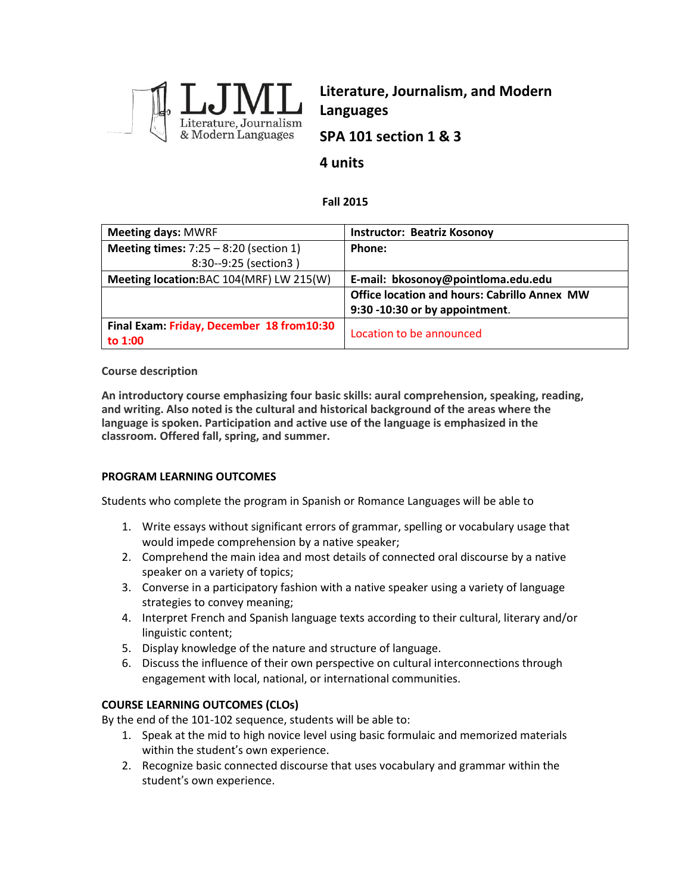**Literature, Journalism, and Modern Languages**

**SPA 101 section 1 & 3**

**4 units**

**Fall 2015**

| **Meeting days:** MWRF | **Instructor: Beatriz Kosonoy** |
|---|---|
| **Meeting times:** 7:25 – 8:20 (section 1)<br>8:30--9:25 (section3 ) | **Phone:** |
| **Meeting location:**BAC 104(MRF) LW 215(W) | **E-mail: bkosonoy@pointloma.edu.edu** |
| | **Office location and hours: Cabrillo Annex MW 9:30 -10:30 or by appointment**. |
| **Final Exam: Friday, December 18 from10:30 to 1:00** | Location to be announced |

**Course description**

**An introductory course emphasizing four basic skills: aural comprehension, speaking, reading, and writing. Also noted is the cultural and historical background of the areas where the language is spoken. Participation and active use of the language is emphasized in the classroom. Offered fall, spring, and summer.**

## PROGRAM LEARNING OUTCOMES

Students who complete the program in Spanish or Romance Languages will be able to

1. Write essays without significant errors of grammar, spelling or vocabulary usage that would impede comprehension by a native speaker;
2. Comprehend the main idea and most details of connected oral discourse by a native speaker on a variety of topics;
3. Converse in a participatory fashion with a native speaker using a variety of language strategies to convey meaning;
4. Interpret French and Spanish language texts according to their cultural, literary and/or linguistic content;
5. Display knowledge of the nature and structure of language.
6. Discuss the influence of their own perspective on cultural interconnections through engagement with local, national, or international communities.

## COURSE LEARNING OUTCOMES (CLOs)

By the end of the 101-102 sequence, students will be able to:

1. Speak at the mid to high novice level using basic formulaic and memorized materials within the student's own experience.
2. Recognize basic connected discourse that uses vocabulary and grammar within the student's own experience.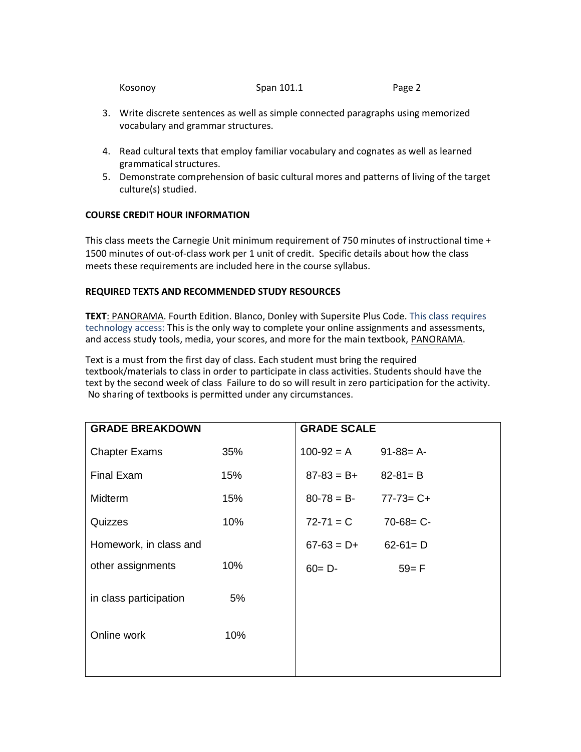3. Write discrete sentences as well as simple connected paragraphs using memorized vocabulary and grammar structures.

4. Read cultural texts that employ familiar vocabulary and cognates as well as learned grammatical structures.
5. Demonstrate comprehension of basic cultural mores and patterns of living of the target culture(s) studied.

**COURSE CREDIT HOUR INFORMATION**

This class meets the Carnegie Unit minimum requirement of 750 minutes of instructional time + 1500 minutes of out-of-class work per 1 unit of credit. Specific details about how the class meets these requirements are included here in the course syllabus.

**REQUIRED TEXTS AND RECOMMENDED STUDY RESOURCES**

**TEXT**: PANORAMA. Fourth Edition. Blanco, Donley with Supersite Plus Code. This class requires technology access: This is the only way to complete your online assignments and assessments, and access study tools, media, your scores, and more for the main textbook, PANORAMA.

Text is a must from the first day of class. Each student must bring the required textbook/materials to class in order to participate in class activities. Students should have the text by the second week of class Failure to do so will result in zero participation for the activity. No sharing of textbooks is permitted under any circumstances.

| GRADE BREAKDOWN | | GRADE SCALE | |
|---|---|---|---|
| Chapter Exams | 35% | 100-92 = A | 91-88= A- |
| Final Exam | 15% | 87-83 = B+ | 82-81= B |
| Midterm | 15% | 80-78 = B- | 77-73= C+ |
| Quizzes | 10% | 72-71 = C | 70-68= C- |
| Homework, in class and other assignments | 10% | 67-63 = D+ | 62-61= D |
| in class participation | 5% | 60= D- | 59= F |
| Online work | 10% | | |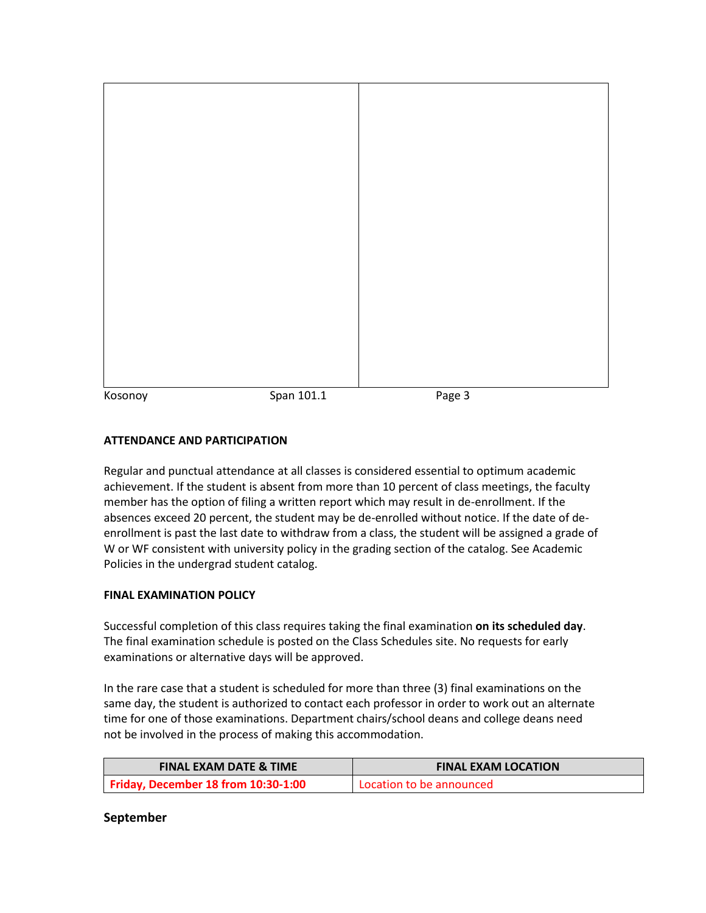#### ATTENDANCE AND PARTICIPATION

Regular and punctual attendance at all classes is considered essential to optimum academic achievement. If the student is absent from more than 10 percent of class meetings, the faculty member has the option of filing a written report which may result in de-enrollment. If the absences exceed 20 percent, the student may be de-enrolled without notice. If the date of de-enrollment is past the last date to withdraw from a class, the student will be assigned a grade of W or WF consistent with university policy in the grading section of the catalog. See Academic Policies in the undergrad student catalog.

#### FINAL EXAMINATION POLICY

Successful completion of this class requires taking the final examination **on its scheduled day**. The final examination schedule is posted on the Class Schedules site. No requests for early examinations or alternative days will be approved.

In the rare case that a student is scheduled for more than three (3) final examinations on the same day, the student is authorized to contact each professor in order to work out an alternate time for one of those examinations. Department chairs/school deans and college deans need not be involved in the process of making this accommodation.

| FINAL EXAM DATE & TIME | FINAL EXAM LOCATION |
|---|---|
| **Friday, December 18 from 10:30-1:00** | Location to be announced |

### September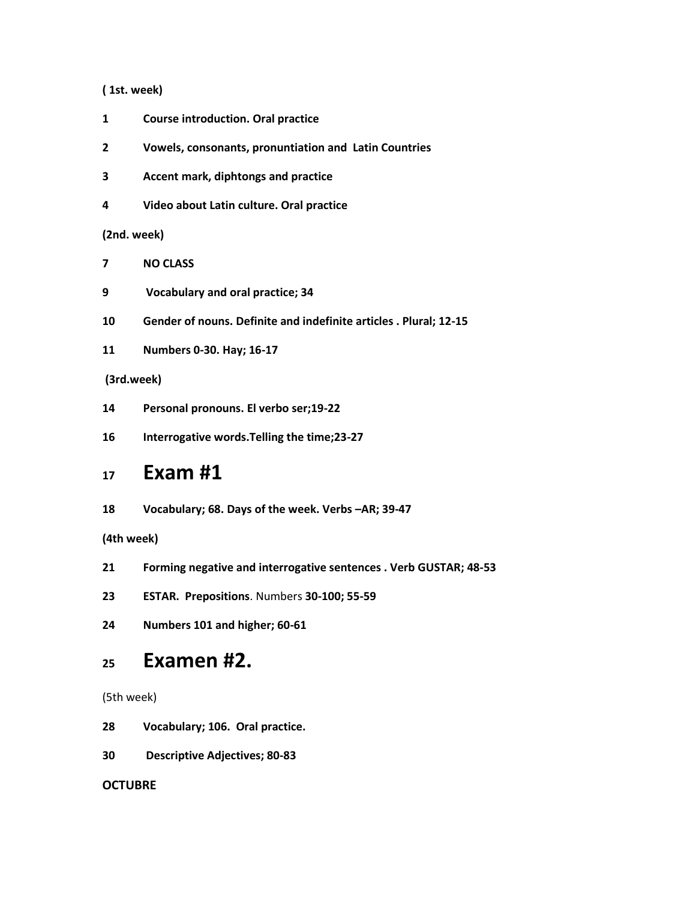**( 1st. week)**

**1 Course introduction. Oral practice**

**2 Vowels, consonants, pronuntiation and Latin Countries**

**3 Accent mark, diphtongs and practice**

**4 Video about Latin culture. Oral practice**

**(2nd. week)**

**7 NO CLASS**

**9 Vocabulary and oral practice; 34**

**10 Gender of nouns. Definite and indefinite articles . Plural; 12-15**

**11 Numbers 0-30. Hay; 16-17**

**(3rd.week)**

**14 Personal pronouns. El verbo ser;19-22**

**16 Interrogative words.Telling the time;23-27**

**17 Exam #1**

**18 Vocabulary; 68. Days of the week. Verbs –AR; 39-47**

**(4th week)**

**21 Forming negative and interrogative sentences . Verb GUSTAR; 48-53**

**23 ESTAR. Prepositions**. Numbers **30-100; 55-59**

**24 Numbers 101 and higher; 60-61**

**25 Examen #2.**

(5th week)

**28 Vocabulary; 106. Oral practice.**

**30 Descriptive Adjectives; 80-83**

**OCTUBRE**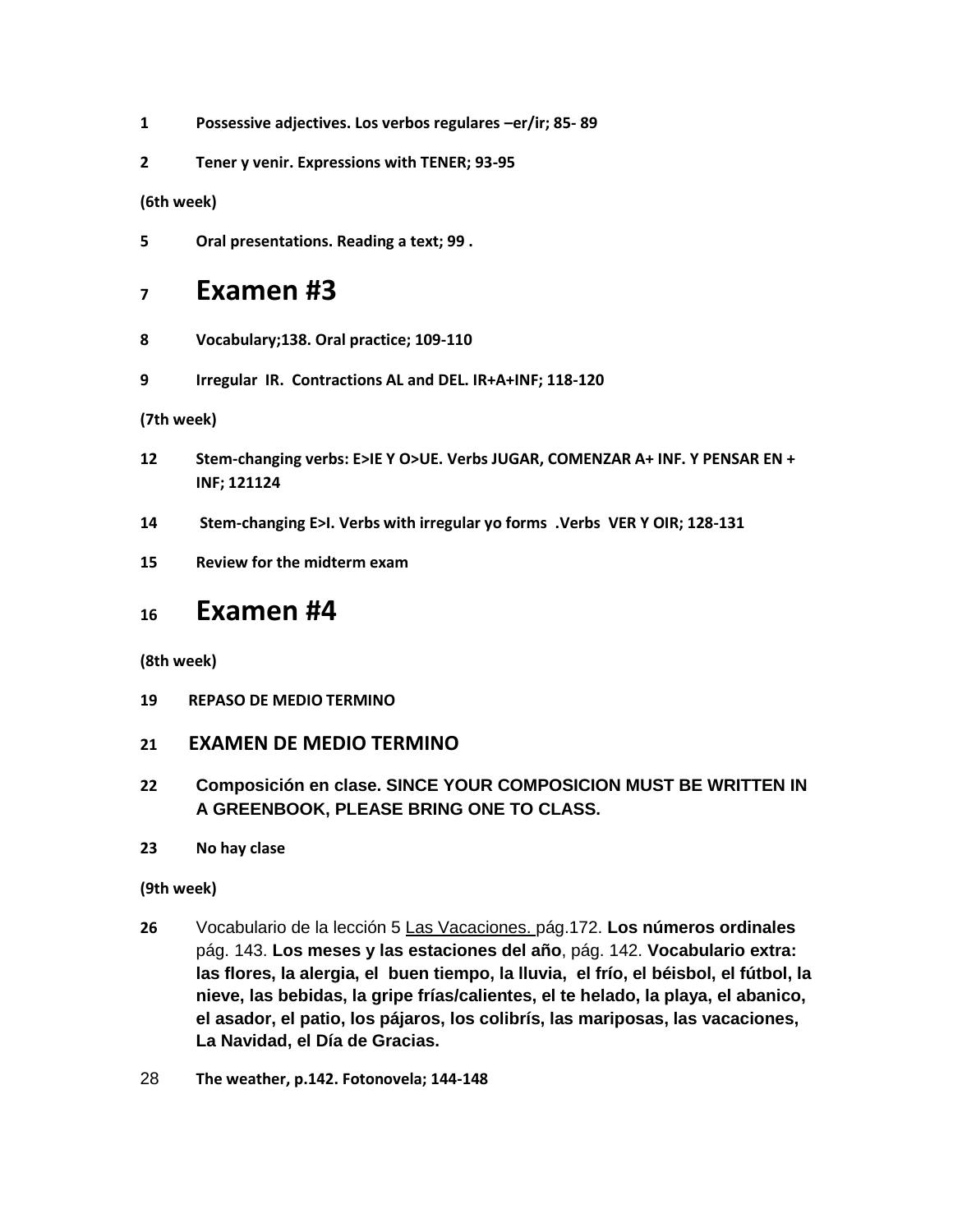**1** **Possessive adjectives. Los verbos regulares –er/ir; 85- 89**

**2** **Tener y venir. Expressions with TENER; 93-95**

**(6th week)**

**5** **Oral presentations. Reading a text; 99 .**

7 **Examen #3**

**8** **Vocabulary;138. Oral practice; 109-110**

**9** **Irregular IR. Contractions AL and DEL. IR+A+INF; 118-120**

**(7th week)**

**12** **Stem-changing verbs: E>IE Y O>UE. Verbs JUGAR, COMENZAR A+ INF. Y PENSAR EN + INF; 121124**

**14** **Stem-changing E>I. Verbs with irregular yo forms .Verbs VER Y OIR; 128-131**

**15** **Review for the midterm exam**

16 **Examen #4**

**(8th week)**

**19** **REPASO DE MEDIO TERMINO**

**21** **EXAMEN DE MEDIO TERMINO**

**22** **Composición en clase. SINCE YOUR COMPOSICION MUST BE WRITTEN IN A GREENBOOK, PLEASE BRING ONE TO CLASS.**

**23** **No hay clase**

**(9th week)**

**26** Vocabulario de la lección 5 Las Vacaciones. pág.172. **Los números ordinales** pág. 143. **Los meses y las estaciones del año**, pág. 142. **Vocabulario extra: las flores, la alergia, el buen tiempo, la lluvia, el frío, el béisbol, el fútbol, la nieve, las bebidas, la gripe frías/calientes, el te helado, la playa, el abanico, el asador, el patio, los pájaros, los colibrís, las mariposas, las vacaciones, La Navidad, el Día de Gracias.**

28 **The weather, p.142. Fotonovela; 144-148**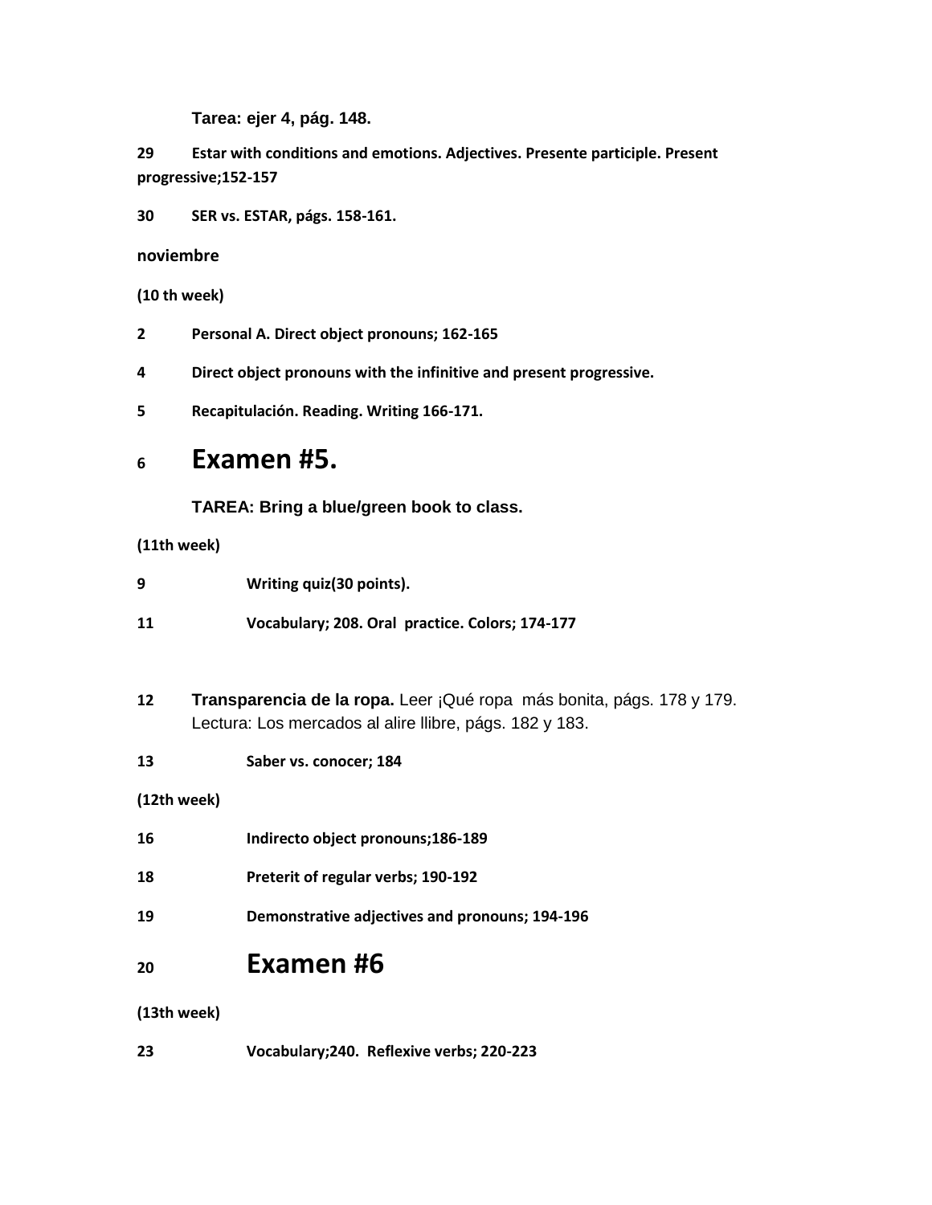**Tarea: ejer 4, pág. 148.**

**29 Estar with conditions and emotions. Adjectives. Presente participle. Present progressive;152-157**

**30 SER vs. ESTAR, págs. 158-161.**

**noviembre**

**(10 th week)**

**2 Personal A. Direct object pronouns; 162-165**

**4 Direct object pronouns with the infinitive and present progressive.**

**5 Recapitulación. Reading. Writing 166-171.**

## 6 Examen #5.

**TAREA: Bring a blue/green book to class.**

**(11th week)**

**9 Writing quiz(30 points).**

**11 Vocabulary; 208. Oral practice. Colors; 174-177**

**12 Transparencia de la ropa.** Leer ¡Qué ropa más bonita, págs. 178 y 179. Lectura: Los mercados al alire llibre, págs. 182 y 183.

**13 Saber vs. conocer; 184**

**(12th week)**

**16 Indirecto object pronouns;186-189**

**18 Preterit of regular verbs; 190-192**

**19 Demonstrative adjectives and pronouns; 194-196**

## 20 Examen #6

**(13th week)**

**23 Vocabulary;240. Reflexive verbs; 220-223**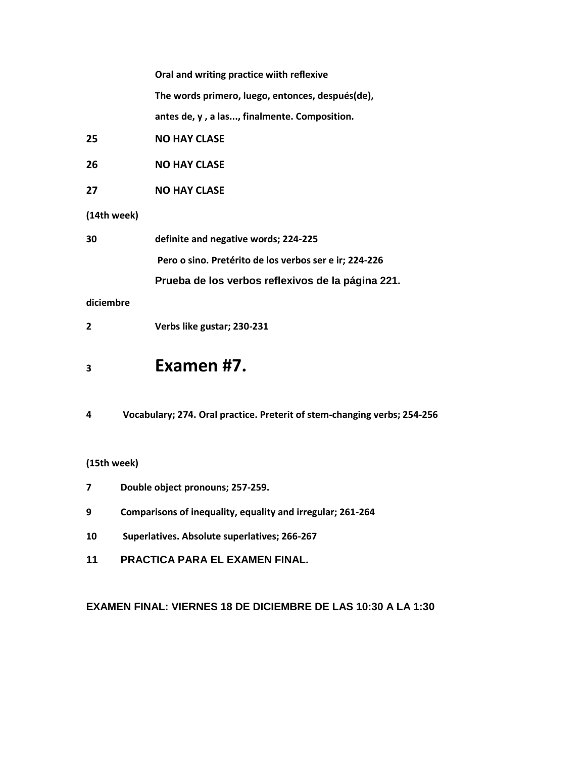**Oral and writing practice wiith reflexive**

**The words primero, luego, entonces, después(de),**

**antes de, y , a las..., finalmente. Composition.**

**25** **NO HAY CLASE**

**26** **NO HAY CLASE**

**27** **NO HAY CLASE**

**(14th week)**

**30** **definite and negative words; 224-225**

**Pero o sino. Pretérito de los verbos ser e ir; 224-226**

**Prueba de los verbos reflexivos de la página 221.**

**diciembre**

**2** **Verbs like gustar; 230-231**

**3** **Examen #7.**

**4** **Vocabulary; 274. Oral practice. Preterit of stem-changing verbs; 254-256**

**(15th week)**

**7** **Double object pronouns; 257-259.**

**9** **Comparisons of inequality, equality and irregular; 261-264**

**10** **Superlatives. Absolute superlatives; 266-267**

**11** **PRACTICA PARA EL EXAMEN FINAL.**

**EXAMEN FINAL: VIERNES 18 DE DICIEMBRE DE LAS 10:30 A LA 1:30**